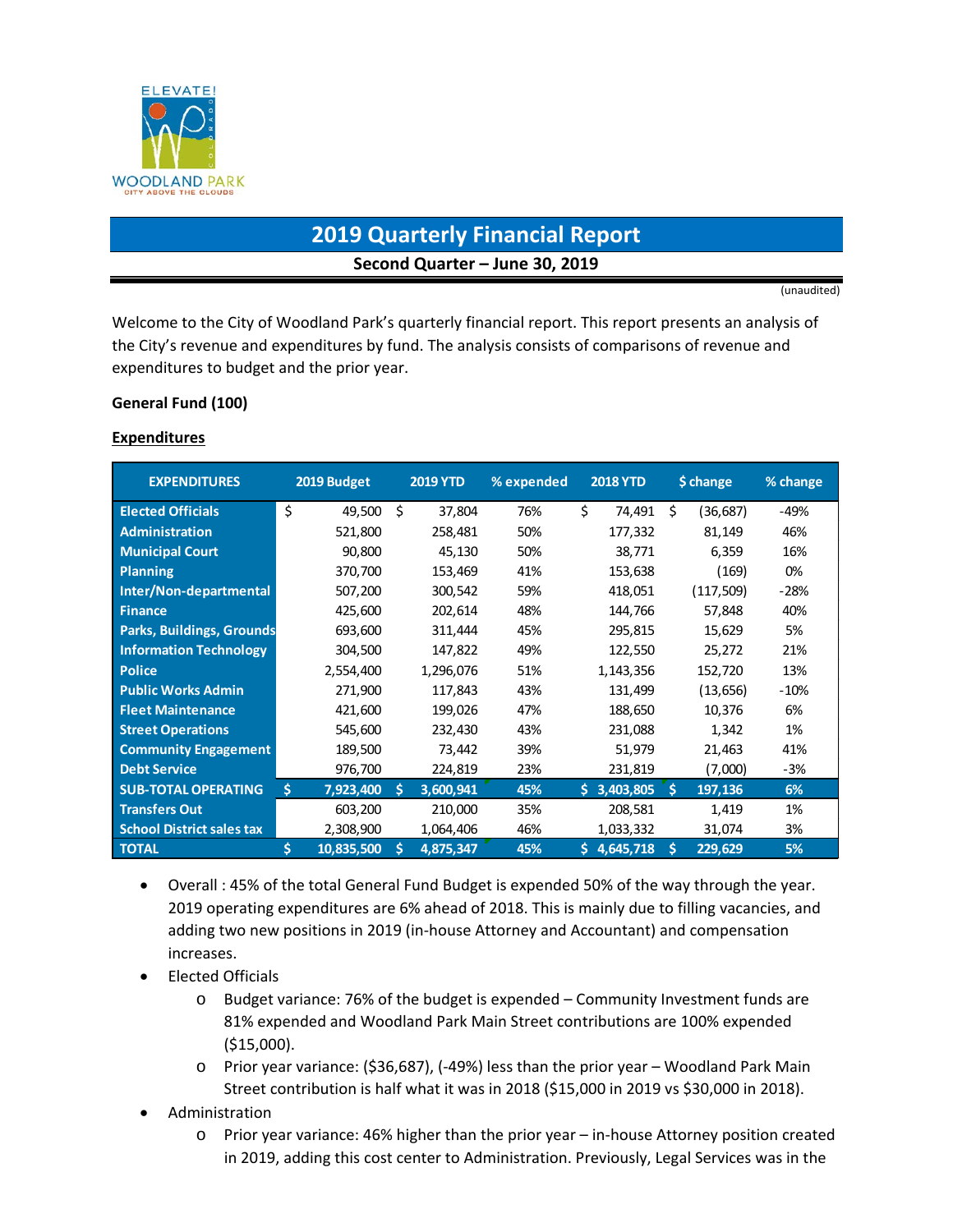# 2019 Quarterly Financial Report

**Second Quarter – June 30, 2019**

(unaudited)

Welcome to the City of Woodland Park's quarterly financial report. This report presents an analysis of the City's revenue and expenditures by fund. The analysis consists of comparisons of revenue and expenditures to budget and the prior year.

**General Fund (100)**

**Expenditures**

| EXPENDITURES | 2019 Budget | 2019 YTD | % expended | 2018 YTD | $ change | % change |
|---|---|---|---|---|---|---|
| Elected Officials | $ 49,500 | $ 37,804 | 76% | $ 74,491 | $ (36,687) | -49% |
| Administration | 521,800 | 258,481 | 50% | 177,332 | 81,149 | 46% |
| Municipal Court | 90,800 | 45,130 | 50% | 38,771 | 6,359 | 16% |
| Planning | 370,700 | 153,469 | 41% | 153,638 | (169) | 0% |
| Inter/Non-departmental | 507,200 | 300,542 | 59% | 418,051 | (117,509) | -28% |
| Finance | 425,600 | 202,614 | 48% | 144,766 | 57,848 | 40% |
| Parks, Buildings, Grounds | 693,600 | 311,444 | 45% | 295,815 | 15,629 | 5% |
| Information Technology | 304,500 | 147,822 | 49% | 122,550 | 25,272 | 21% |
| Police | 2,554,400 | 1,296,076 | 51% | 1,143,356 | 152,720 | 13% |
| Public Works Admin | 271,900 | 117,843 | 43% | 131,499 | (13,656) | -10% |
| Fleet Maintenance | 421,600 | 199,026 | 47% | 188,650 | 10,376 | 6% |
| Street Operations | 545,600 | 232,430 | 43% | 231,088 | 1,342 | 1% |
| Community Engagement | 189,500 | 73,442 | 39% | 51,979 | 21,463 | 41% |
| Debt Service | 976,700 | 224,819 | 23% | 231,819 | (7,000) | -3% |
| **SUB-TOTAL OPERATING** | **$ 7,923,400** | **$ 3,600,941** | **45%** | **$ 3,403,805** | **$ 197,136** | **6%** |
| Transfers Out | 603,200 | 210,000 | 35% | 208,581 | 1,419 | 1% |
| School District sales tax | 2,308,900 | 1,064,406 | 46% | 1,033,332 | 31,074 | 3% |
| **TOTAL** | **$ 10,835,500** | **$ 4,875,347** | **45%** | **$ 4,645,718** | **$ 229,629** | **5%** |

- Overall : 45% of the total General Fund Budget is expended 50% of the way through the year. 2019 operating expenditures are 6% ahead of 2018. This is mainly due to filling vacancies, and adding two new positions in 2019 (in-house Attorney and Accountant) and compensation increases.
- Elected Officials
  - Budget variance: 76% of the budget is expended – Community Investment funds are 81% expended and Woodland Park Main Street contributions are 100% expended ($15,000).
  - Prior year variance: ($36,687), (-49%) less than the prior year – Woodland Park Main Street contribution is half what it was in 2018 ($15,000 in 2019 vs $30,000 in 2018).
- Administration
  - Prior year variance: 46% higher than the prior year – in-house Attorney position created in 2019, adding this cost center to Administration. Previously, Legal Services was in the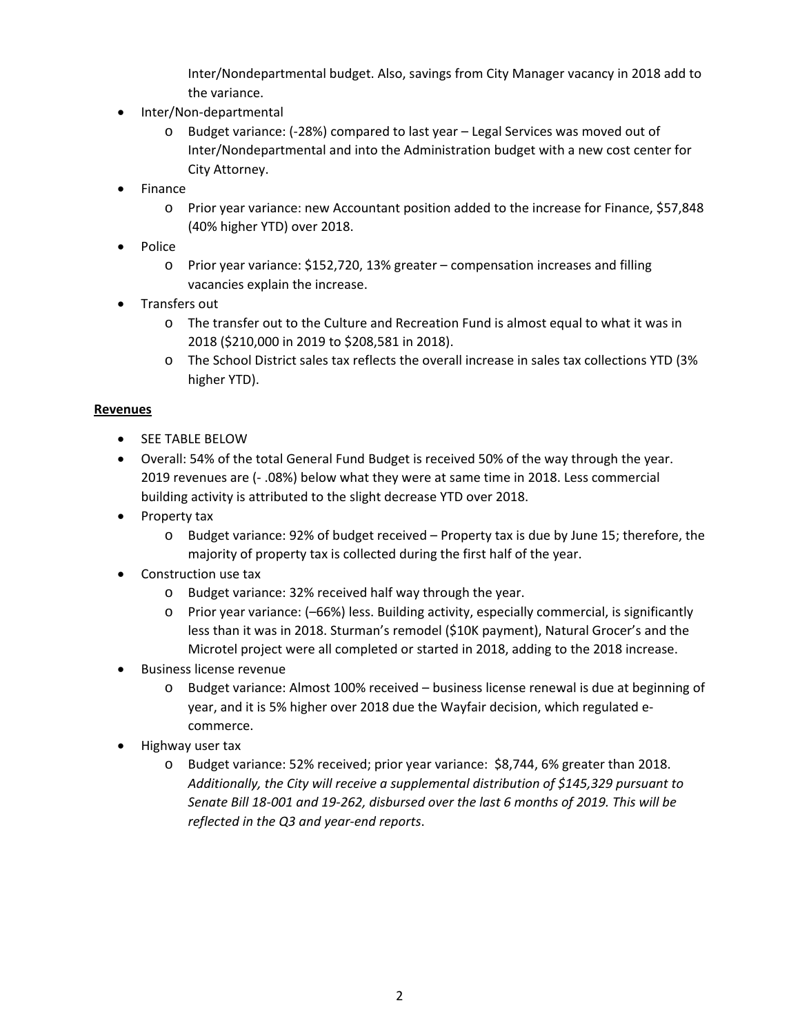Inter/Nondepartmental budget. Also, savings from City Manager vacancy in 2018 add to the variance.

- Inter/Non-departmental
  - Budget variance: (-28%) compared to last year – Legal Services was moved out of Inter/Nondepartmental and into the Administration budget with a new cost center for City Attorney.
- Finance
  - Prior year variance: new Accountant position added to the increase for Finance, $57,848 (40% higher YTD) over 2018.
- Police
  - Prior year variance: $152,720, 13% greater – compensation increases and filling vacancies explain the increase.
- Transfers out
  - The transfer out to the Culture and Recreation Fund is almost equal to what it was in 2018 ($210,000 in 2019 to $208,581 in 2018).
  - The School District sales tax reflects the overall increase in sales tax collections YTD (3% higher YTD).

**Revenues**

- SEE TABLE BELOW
- Overall: 54% of the total General Fund Budget is received 50% of the way through the year. 2019 revenues are (- .08%) below what they were at same time in 2018. Less commercial building activity is attributed to the slight decrease YTD over 2018.
- Property tax
  - Budget variance: 92% of budget received – Property tax is due by June 15; therefore, the majority of property tax is collected during the first half of the year.
- Construction use tax
  - Budget variance: 32% received half way through the year.
  - Prior year variance: (–66%) less. Building activity, especially commercial, is significantly less than it was in 2018. Sturman's remodel ($10K payment), Natural Grocer's and the Microtel project were all completed or started in 2018, adding to the 2018 increase.
- Business license revenue
  - Budget variance: Almost 100% received – business license renewal is due at beginning of year, and it is 5% higher over 2018 due the Wayfair decision, which regulated e-commerce.
- Highway user tax
  - Budget variance: 52% received; prior year variance: $8,744, 6% greater than 2018. *Additionally, the City will receive a supplemental distribution of $145,329 pursuant to Senate Bill 18-001 and 19-262, disbursed over the last 6 months of 2019. This will be reflected in the Q3 and year-end reports*.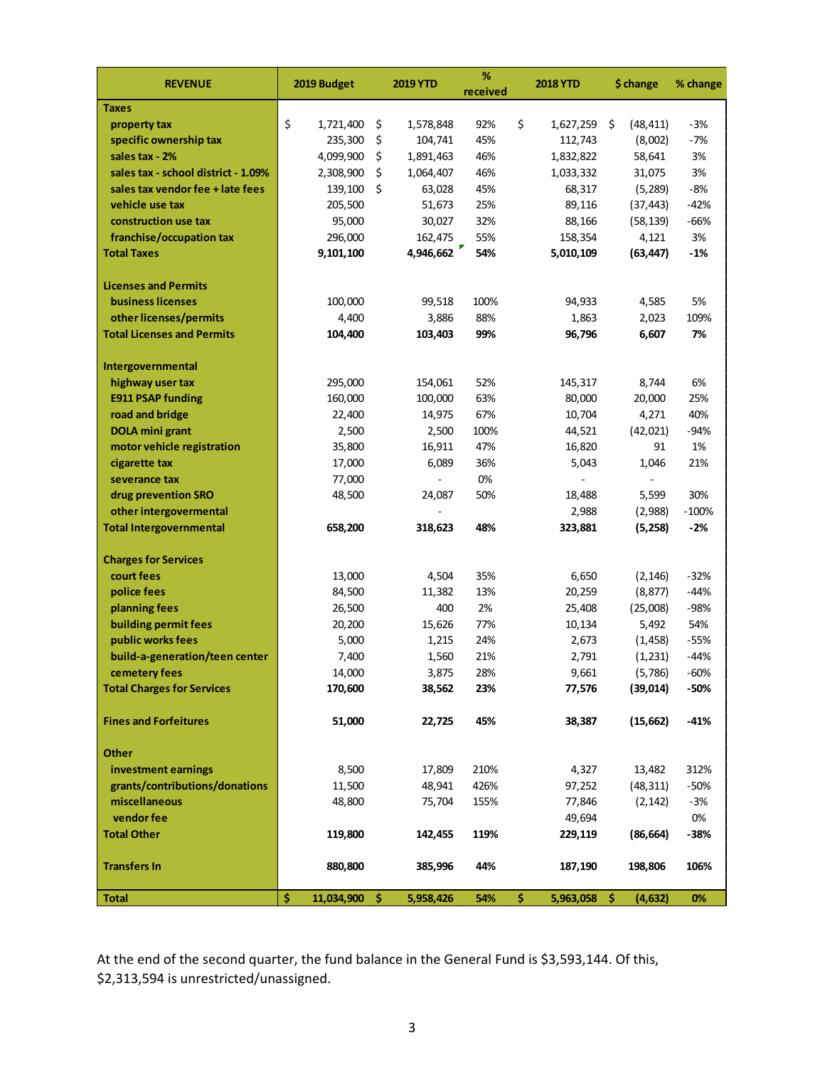| REVENUE | 2019 Budget | 2019 YTD | % received | 2018 YTD | $ change | % change |
|---|---|---|---|---|---|---|
| **Taxes** | | | | | | |
| property tax | $ 1,721,400 | $ 1,578,848 | 92% | $ 1,627,259 | $ (48,411) | -3% |
| specific ownership tax | 235,300 | $ 104,741 | 45% | 112,743 | (8,002) | -7% |
| sales tax - 2% | 4,099,900 | $ 1,891,463 | 46% | 1,832,822 | 58,641 | 3% |
| sales tax - school district - 1.09% | 2,308,900 | $ 1,064,407 | 46% | 1,033,332 | 31,075 | 3% |
| sales tax vendor fee + late fees | 139,100 | $ 63,028 | 45% | 68,317 | (5,289) | -8% |
| vehicle use tax | 205,500 | 51,673 | 25% | 89,116 | (37,443) | -42% |
| construction use tax | 95,000 | 30,027 | 32% | 88,166 | (58,139) | -66% |
| franchise/occupation tax | 296,000 | 162,475 | 55% | 158,354 | 4,121 | 3% |
| **Total Taxes** | **9,101,100** | **4,946,662** | **54%** | **5,010,109** | **(63,447)** | **-1%** |
| | | | | | | |
| **Licenses and Permits** | | | | | | |
| business licenses | 100,000 | 99,518 | 100% | 94,933 | 4,585 | 5% |
| other licenses/permits | 4,400 | 3,886 | 88% | 1,863 | 2,023 | 109% |
| **Total Licenses and Permits** | **104,400** | **103,403** | **99%** | **96,796** | **6,607** | **7%** |
| | | | | | | |
| **Intergovernmental** | | | | | | |
| highway user tax | 295,000 | 154,061 | 52% | 145,317 | 8,744 | 6% |
| E911 PSAP funding | 160,000 | 100,000 | 63% | 80,000 | 20,000 | 25% |
| road and bridge | 22,400 | 14,975 | 67% | 10,704 | 4,271 | 40% |
| DOLA mini grant | 2,500 | 2,500 | 100% | 44,521 | (42,021) | -94% |
| motor vehicle registration | 35,800 | 16,911 | 47% | 16,820 | 91 | 1% |
| cigarette tax | 17,000 | 6,089 | 36% | 5,043 | 1,046 | 21% |
| severance tax | 77,000 | - | 0% | - | - | |
| drug prevention SRO | 48,500 | 24,087 | 50% | 18,488 | 5,599 | 30% |
| other intergovermental | | - | | 2,988 | (2,988) | -100% |
| **Total Intergovernmental** | **658,200** | **318,623** | **48%** | **323,881** | **(5,258)** | **-2%** |
| | | | | | | |
| **Charges for Services** | | | | | | |
| court fees | 13,000 | 4,504 | 35% | 6,650 | (2,146) | -32% |
| police fees | 84,500 | 11,382 | 13% | 20,259 | (8,877) | -44% |
| planning fees | 26,500 | 400 | 2% | 25,408 | (25,008) | -98% |
| building permit fees | 20,200 | 15,626 | 77% | 10,134 | 5,492 | 54% |
| public works fees | 5,000 | 1,215 | 24% | 2,673 | (1,458) | -55% |
| build-a-generation/teen center | 7,400 | 1,560 | 21% | 2,791 | (1,231) | -44% |
| cemetery fees | 14,000 | 3,875 | 28% | 9,661 | (5,786) | -60% |
| **Total Charges for Services** | **170,600** | **38,562** | **23%** | **77,576** | **(39,014)** | **-50%** |
| | | | | | | |
| **Fines and Forfeitures** | **51,000** | **22,725** | **45%** | **38,387** | **(15,662)** | **-41%** |
| | | | | | | |
| **Other** | | | | | | |
| investment earnings | 8,500 | 17,809 | 210% | 4,327 | 13,482 | 312% |
| grants/contributions/donations | 11,500 | 48,941 | 426% | 97,252 | (48,311) | -50% |
| miscellaneous | 48,800 | 75,704 | 155% | 77,846 | (2,142) | -3% |
| vendor fee | | | | 49,694 | | 0% |
| **Total Other** | **119,800** | **142,455** | **119%** | **229,119** | **(86,664)** | **-38%** |
| | | | | | | |
| **Transfers In** | **880,800** | **385,996** | **44%** | **187,190** | **198,806** | **106%** |
| | | | | | | |
| **Total** | **$ 11,034,900** | **$ 5,958,426** | **54%** | **$ 5,963,058** | **$ (4,632)** | **0%** |

At the end of the second quarter, the fund balance in the General Fund is $3,593,144. Of this, $2,313,594 is unrestricted/unassigned.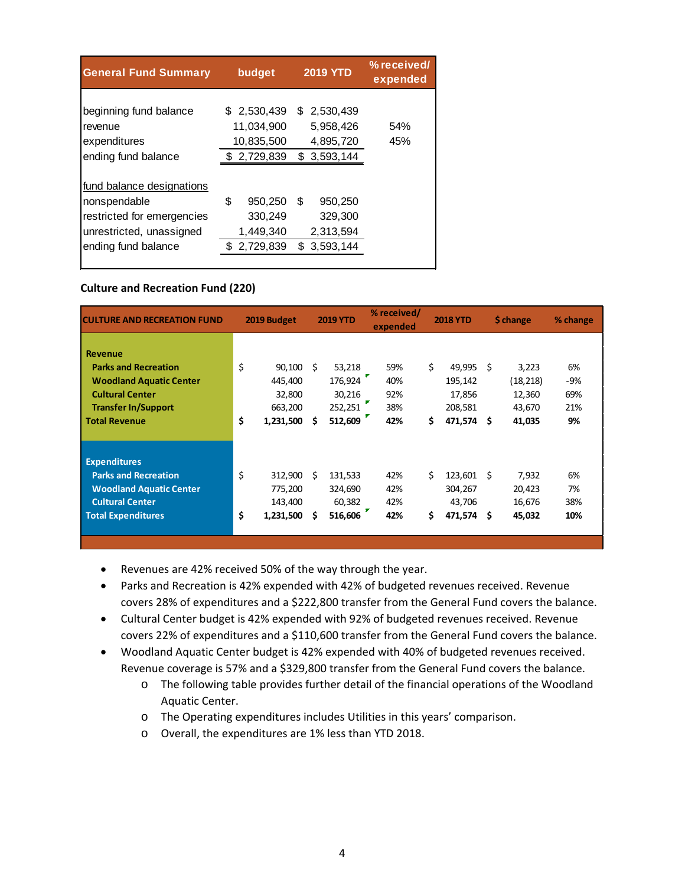| General Fund Summary | budget | 2019 YTD | % received/ expended |
|---|---|---|---|
| beginning fund balance | $ 2,530,439 | $ 2,530,439 | |
| revenue | 11,034,900 | 5,958,426 | 54% |
| expenditures | 10,835,500 | 4,895,720 | 45% |
| ending fund balance | $ 2,729,839 | $ 3,593,144 | |
| | | | |
| fund balance designations | | | |
| nonspendable | $ 950,250 | $ 950,250 | |
| restricted for emergencies | 330,249 | 329,300 | |
| unrestricted, unassigned | 1,449,340 | 2,313,594 | |
| ending fund balance | $ 2,729,839 | $ 3,593,144 | |

**Culture and Recreation Fund (220)**

| CULTURE AND RECREATION FUND | 2019 Budget | 2019 YTD | % received/ expended | 2018 YTD | $ change | % change |
|---|---|---|---|---|---|---|
| **Revenue** | | | | | | |
| Parks and Recreation | $ 90,100 | $ 53,218 | 59% | $ 49,995 | $ 3,223 | 6% |
| Woodland Aquatic Center | 445,400 | 176,924 | 40% | 195,142 | (18,218) | -9% |
| Cultural Center | 32,800 | 30,216 | 92% | 17,856 | 12,360 | 69% |
| Transfer In/Support | 663,200 | 252,251 | 38% | 208,581 | 43,670 | 21% |
| **Total Revenue** | **$ 1,231,500** | **$ 512,609** | **42%** | **$ 471,574** | **$ 41,035** | **9%** |
| | | | | | | |
| **Expenditures** | | | | | | |
| Parks and Recreation | $ 312,900 | $ 131,533 | 42% | $ 123,601 | $ 7,932 | 6% |
| Woodland Aquatic Center | 775,200 | 324,690 | 42% | 304,267 | 20,423 | 7% |
| Cultural Center | 143,400 | 60,382 | 42% | 43,706 | 16,676 | 38% |
| **Total Expenditures** | **$ 1,231,500** | **$ 516,606** | **42%** | **$ 471,574** | **$ 45,032** | **10%** |

- Revenues are 42% received 50% of the way through the year.
- Parks and Recreation is 42% expended with 42% of budgeted revenues received. Revenue covers 28% of expenditures and a $222,800 transfer from the General Fund covers the balance.
- Cultural Center budget is 42% expended with 92% of budgeted revenues received. Revenue covers 22% of expenditures and a $110,600 transfer from the General Fund covers the balance.
- Woodland Aquatic Center budget is 42% expended with 40% of budgeted revenues received. Revenue coverage is 57% and a $329,800 transfer from the General Fund covers the balance.
  - The following table provides further detail of the financial operations of the Woodland Aquatic Center.
  - The Operating expenditures includes Utilities in this years' comparison.
  - Overall, the expenditures are 1% less than YTD 2018.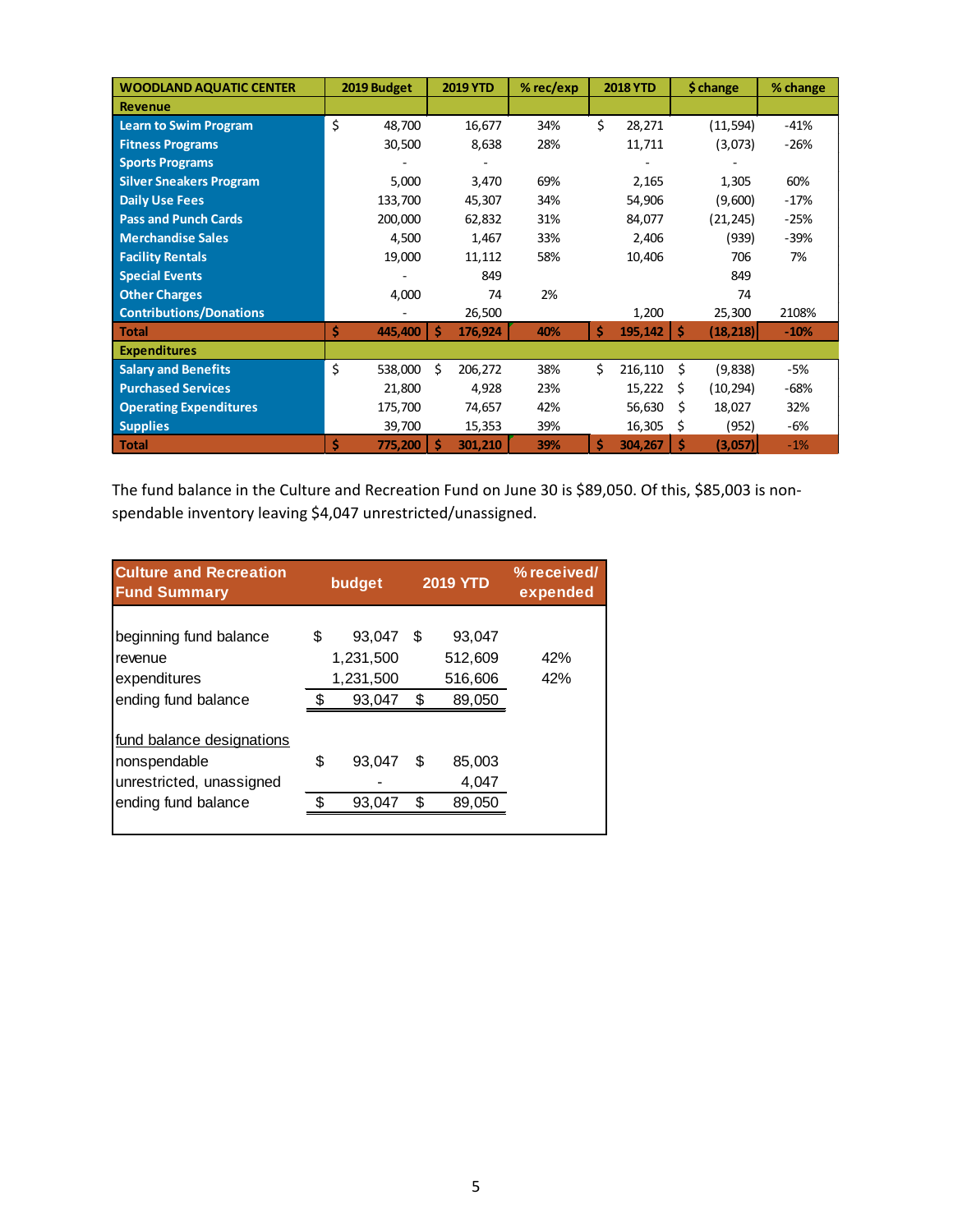| WOODLAND AQUATIC CENTER | 2019 Budget | 2019 YTD | % rec/exp | 2018 YTD | $ change | % change |
|---|---|---|---|---|---|---|
| **Revenue** | | | | | | |
| Learn to Swim Program | $ 48,700 | 16,677 | 34% | $ 28,271 | (11,594) | -41% |
| Fitness Programs | 30,500 | 8,638 | 28% | 11,711 | (3,073) | -26% |
| Sports Programs | - | - | | - | - | |
| Silver Sneakers Program | 5,000 | 3,470 | 69% | 2,165 | 1,305 | 60% |
| Daily Use Fees | 133,700 | 45,307 | 34% | 54,906 | (9,600) | -17% |
| Pass and Punch Cards | 200,000 | 62,832 | 31% | 84,077 | (21,245) | -25% |
| Merchandise Sales | 4,500 | 1,467 | 33% | 2,406 | (939) | -39% |
| Facility Rentals | 19,000 | 11,112 | 58% | 10,406 | 706 | 7% |
| Special Events | - | 849 | | | 849 | |
| Other Charges | 4,000 | 74 | 2% | | 74 | |
| Contributions/Donations | - | 26,500 | | 1,200 | 25,300 | 2108% |
| **Total** | **$ 445,400** | **$ 176,924** | **40%** | **$ 195,142** | **$ (18,218)** | **-10%** |
| **Expenditures** | | | | | | |
| Salary and Benefits | $ 538,000 | $ 206,272 | 38% | $ 216,110 | $ (9,838) | -5% |
| Purchased Services | 21,800 | 4,928 | 23% | 15,222 | $ (10,294) | -68% |
| Operating Expenditures | 175,700 | 74,657 | 42% | 56,630 | $ 18,027 | 32% |
| Supplies | 39,700 | 15,353 | 39% | 16,305 | $ (952) | -6% |
| **Total** | **$ 775,200** | **$ 301,210** | **39%** | **$ 304,267** | **$ (3,057)** | -1% |

The fund balance in the Culture and Recreation Fund on June 30 is $89,050. Of this, $85,003 is non-spendable inventory leaving $4,047 unrestricted/unassigned.

| Culture and Recreation Fund Summary | budget | 2019 YTD | % received/ expended |
|---|---|---|---|
| beginning fund balance | $ 93,047 | $ 93,047 | |
| revenue | 1,231,500 | 512,609 | 42% |
| expenditures | 1,231,500 | 516,606 | 42% |
| ending fund balance | $ 93,047 | $ 89,050 | |
| fund balance designations | | | |
| nonspendable | $ 93,047 | $ 85,003 | |
| unrestricted, unassigned | - | 4,047 | |
| ending fund balance | $ 93,047 | $ 89,050 | |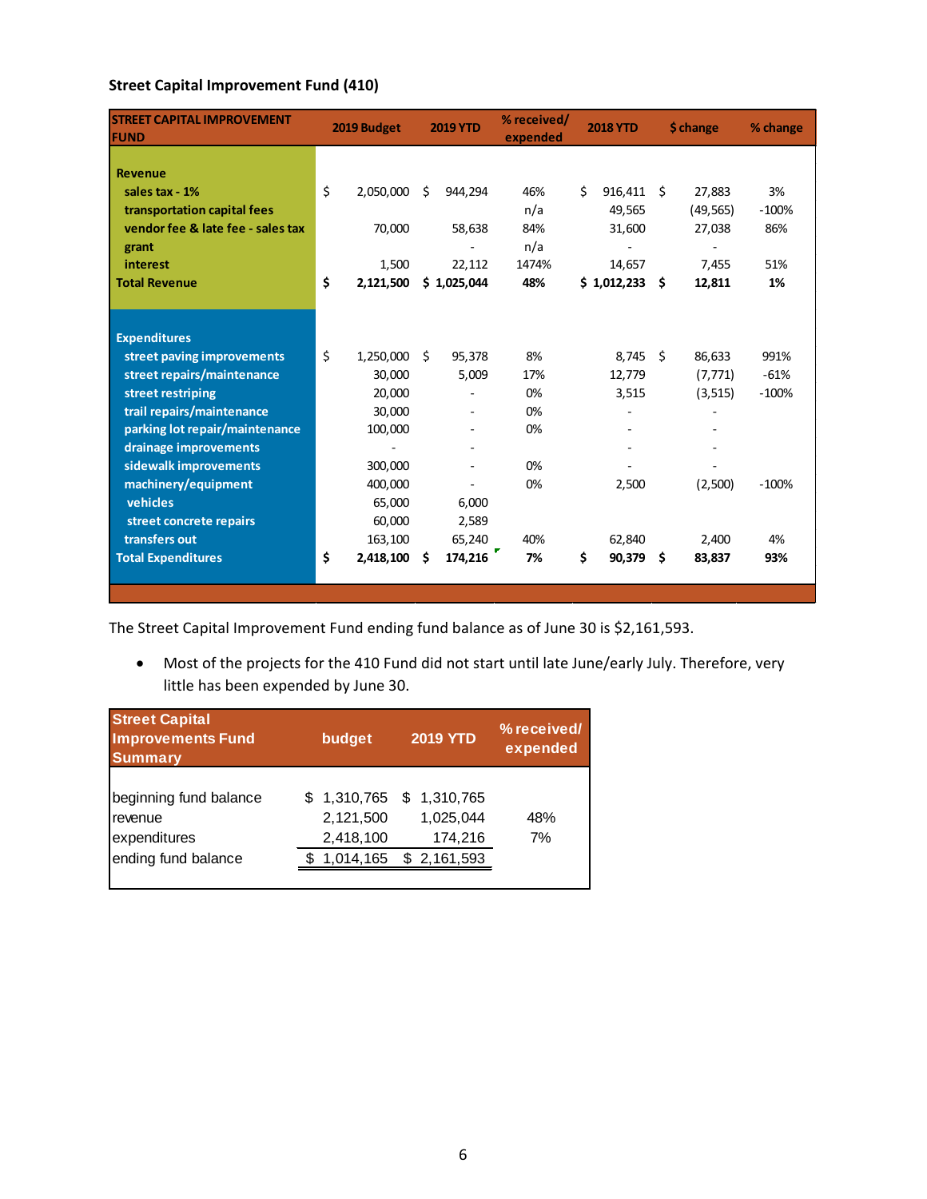**Street Capital Improvement Fund (410)**

| STREET CAPITAL IMPROVEMENT FUND | 2019 Budget | 2019 YTD | % received/ expended | 2018 YTD | $ change | % change |
|---|---|---|---|---|---|---|
| **Revenue** | | | | | | |
| sales tax - 1% | $ 2,050,000 | $ 944,294 | 46% | $ 916,411 | $ 27,883 | 3% |
| transportation capital fees | | | n/a | 49,565 | (49,565) | -100% |
| vendor fee & late fee - sales tax | 70,000 | 58,638 | 84% | 31,600 | 27,038 | 86% |
| grant | | - | n/a | - | - | |
| interest | 1,500 | 22,112 | 1474% | 14,657 | 7,455 | 51% |
| **Total Revenue** | **$ 2,121,500** | **$ 1,025,044** | **48%** | **$ 1,012,233** | **$ 12,811** | **1%** |
| | | | | | | |
| **Expenditures** | | | | | | |
| street paving improvements | $ 1,250,000 | $ 95,378 | 8% | 8,745 | $ 86,633 | 991% |
| street repairs/maintenance | 30,000 | 5,009 | 17% | 12,779 | (7,771) | -61% |
| street restriping | 20,000 | - | 0% | 3,515 | (3,515) | -100% |
| trail repairs/maintenance | 30,000 | - | 0% | - | - | |
| parking lot repair/maintenance | 100,000 | - | 0% | - | - | |
| drainage improvements | - | - | | - | - | |
| sidewalk improvements | 300,000 | - | 0% | - | - | |
| machinery/equipment | 400,000 | - | 0% | 2,500 | (2,500) | -100% |
| vehicles | 65,000 | 6,000 | | | | |
| street concrete repairs | 60,000 | 2,589 | | | | |
| transfers out | 163,100 | 65,240 | 40% | 62,840 | 2,400 | 4% |
| **Total Expenditures** | **$ 2,418,100** | **$ 174,216** | **7%** | **$ 90,379** | **$ 83,837** | **93%** |

The Street Capital Improvement Fund ending fund balance as of June 30 is $2,161,593.

- Most of the projects for the 410 Fund did not start until late June/early July. Therefore, very little has been expended by June 30.

| Street Capital Improvements Fund Summary | budget | 2019 YTD | % received/ expended |
|---|---|---|---|
| beginning fund balance | $ 1,310,765 | $ 1,310,765 | |
| revenue | 2,121,500 | 1,025,044 | 48% |
| expenditures | 2,418,100 | 174,216 | 7% |
| ending fund balance | $ 1,014,165 | $ 2,161,593 | |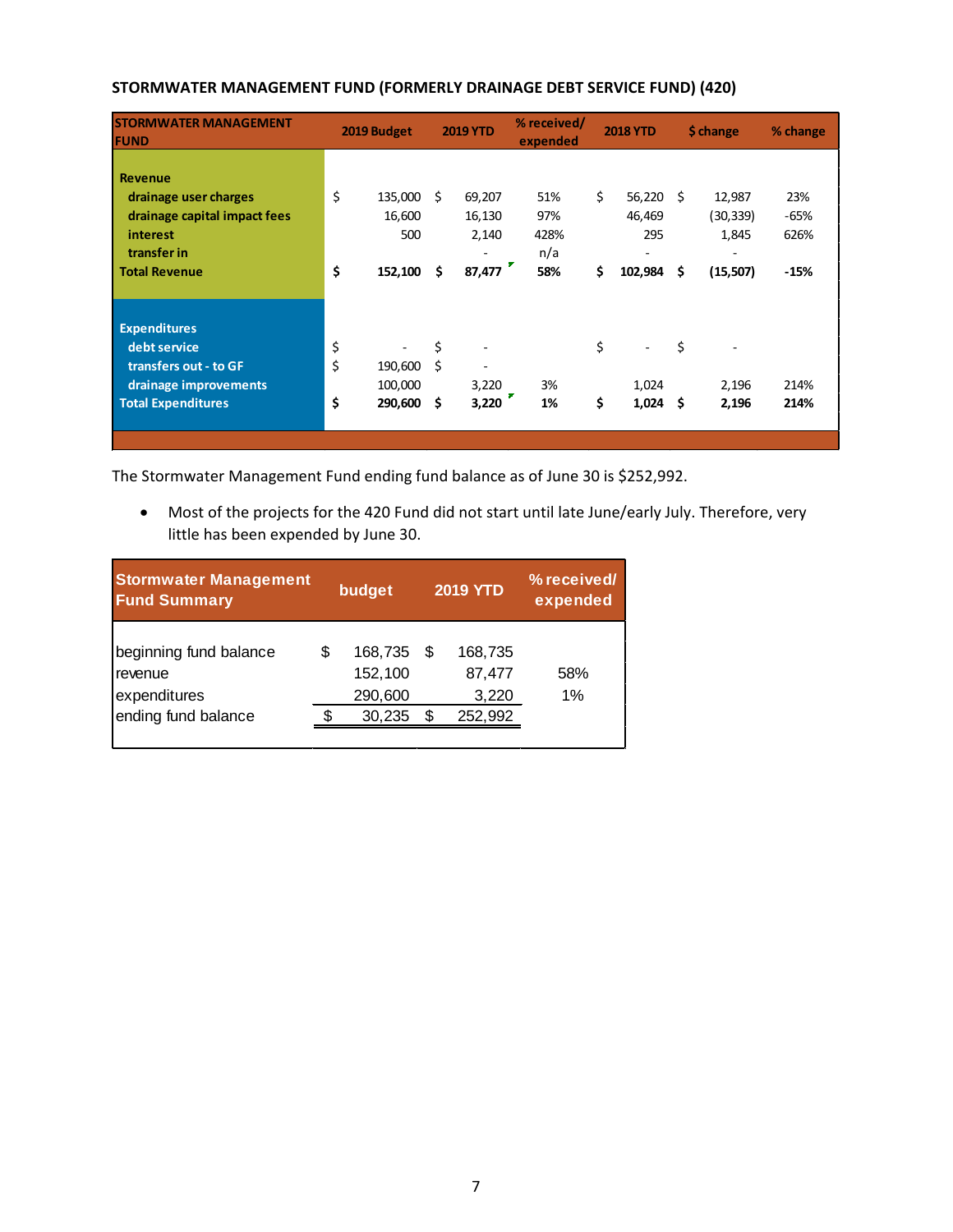## STORMWATER MANAGEMENT FUND (FORMERLY DRAINAGE DEBT SERVICE FUND) (420)

| STORMWATER MANAGEMENT FUND | 2019 Budget | 2019 YTD | % received/ expended | 2018 YTD | $ change | % change |
|---|---|---|---|---|---|---|
| **Revenue** | | | | | | |
| drainage user charges | $ 135,000 | $ 69,207 | 51% | $ 56,220 | $ 12,987 | 23% |
| drainage capital impact fees | 16,600 | 16,130 | 97% | 46,469 | (30,339) | -65% |
| interest | 500 | 2,140 | 428% | 295 | 1,845 | 626% |
| transfer in | | - | n/a | - | - | |
| **Total Revenue** | **$ 152,100** | **$ 87,477** | **58%** | **$ 102,984** | **$ (15,507)** | **-15%** |
| **Expenditures** | | | | | | |
| debt service | $ - | $ - | | $ - | $ - | |
| transfers out - to GF | $ 190,600 | $ - | | | | |
| drainage improvements | 100,000 | 3,220 | 3% | 1,024 | 2,196 | 214% |
| **Total Expenditures** | **$ 290,600** | **$ 3,220** | **1%** | **$ 1,024** | **$ 2,196** | **214%** |

The Stormwater Management Fund ending fund balance as of June 30 is $252,992.

- Most of the projects for the 420 Fund did not start until late June/early July. Therefore, very little has been expended by June 30.

| Stormwater Management Fund Summary | budget | 2019 YTD | % received/ expended |
|---|---|---|---|
| beginning fund balance | $ 168,735 | $ 168,735 | |
| revenue | 152,100 | 87,477 | 58% |
| expenditures | 290,600 | 3,220 | 1% |
| ending fund balance | $ 30,235 | $ 252,992 | |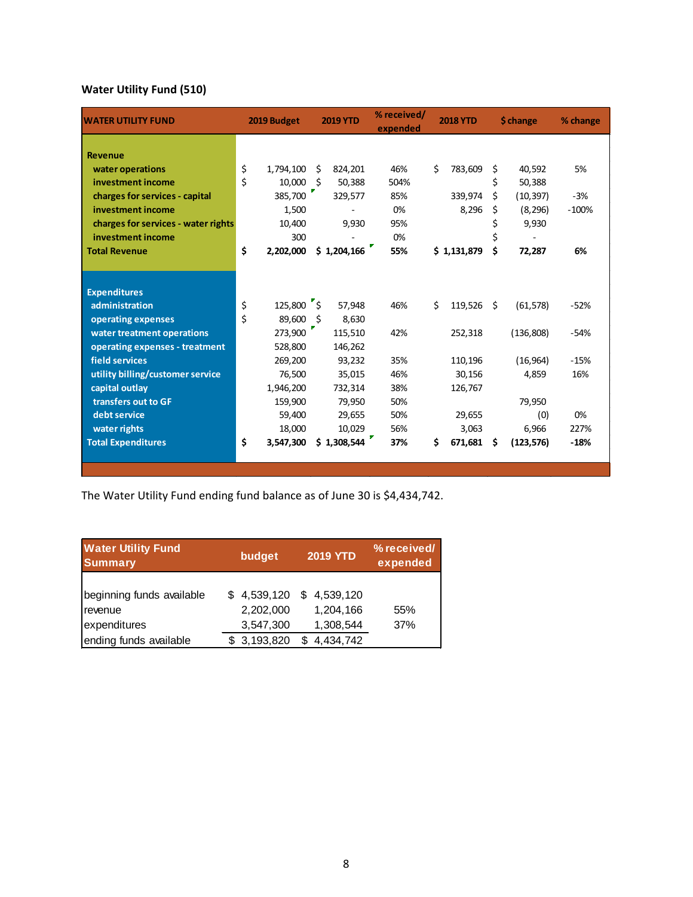## Water Utility Fund (510)

| WATER UTILITY FUND | 2019 Budget | 2019 YTD | % received/ expended | 2018 YTD | $ change | % change |
|---|---|---|---|---|---|---|
| **Revenue** | | | | | | |
| water operations | $ 1,794,100 | $ 824,201 | 46% | $ 783,609 | $ 40,592 | 5% |
| investment income | $ 10,000 | $ 50,388 | 504% | | $ 50,388 | |
| charges for services - capital | 385,700 | 329,577 | 85% | 339,974 | $ (10,397) | -3% |
| investment income | 1,500 | - | 0% | 8,296 | $ (8,296) | -100% |
| charges for services - water rights | 10,400 | 9,930 | 95% | | $ 9,930 | |
| investment income | 300 | - | 0% | | $ - | |
| **Total Revenue** | **$ 2,202,000** | **$ 1,204,166** | **55%** | **$ 1,131,879** | **$ 72,287** | **6%** |
| **Expenditures** | | | | | | |
| administration | $ 125,800 | $ 57,948 | 46% | $ 119,526 | $ (61,578) | -52% |
| operating expenses | $ 89,600 | $ 8,630 | | | | |
| water treatment operations | 273,900 | 115,510 | 42% | 252,318 | (136,808) | -54% |
| operating expenses - treatment | 528,800 | 146,262 | | | | |
| field services | 269,200 | 93,232 | 35% | 110,196 | (16,964) | -15% |
| utility billing/customer service | 76,500 | 35,015 | 46% | 30,156 | 4,859 | 16% |
| capital outlay | 1,946,200 | 732,314 | 38% | 126,767 | | |
| transfers out to GF | 159,900 | 79,950 | 50% | | 79,950 | |
| debt service | 59,400 | 29,655 | 50% | 29,655 | (0) | 0% |
| water rights | 18,000 | 10,029 | 56% | 3,063 | 6,966 | 227% |
| **Total Expenditures** | **$ 3,547,300** | **$ 1,308,544** | **37%** | **$ 671,681** | **$ (123,576)** | **-18%** |

The Water Utility Fund ending fund balance as of June 30 is $4,434,742.

| Water Utility Fund Summary | budget | 2019 YTD | % received/ expended |
|---|---|---|---|
| beginning funds available | $ 4,539,120 | $ 4,539,120 | |
| revenue | 2,202,000 | 1,204,166 | 55% |
| expenditures | 3,547,300 | 1,308,544 | 37% |
| ending funds available | $ 3,193,820 | $ 4,434,742 | |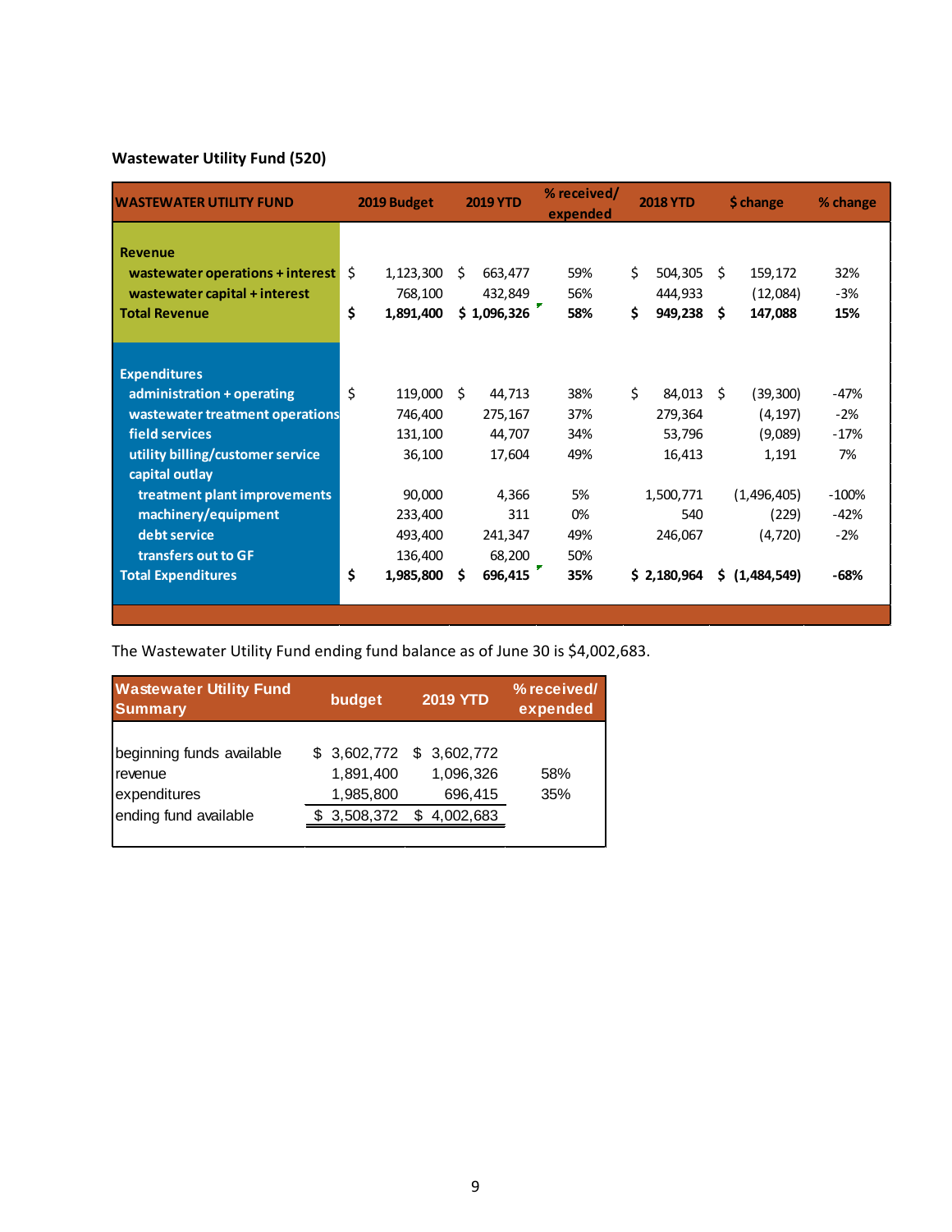**Wastewater Utility Fund (520)**

| WASTEWATER UTILITY FUND | 2019 Budget | 2019 YTD | % received/ expended | 2018 YTD | $ change | % change |
|---|---|---|---|---|---|---|
| **Revenue** | | | | | | |
| wastewater operations + interest | $ 1,123,300 | $ 663,477 | 59% | $ 504,305 | $ 159,172 | 32% |
| wastewater capital + interest | 768,100 | 432,849 | 56% | 444,933 | (12,084) | -3% |
| **Total Revenue** | **$ 1,891,400** | **$ 1,096,326** | **58%** | **$ 949,238** | **$ 147,088** | **15%** |
| **Expenditures** | | | | | | |
| administration + operating | $ 119,000 | $ 44,713 | 38% | $ 84,013 | $ (39,300) | -47% |
| wastewater treatment operations | 746,400 | 275,167 | 37% | 279,364 | (4,197) | -2% |
| field services | 131,100 | 44,707 | 34% | 53,796 | (9,089) | -17% |
| utility billing/customer service | 36,100 | 17,604 | 49% | 16,413 | 1,191 | 7% |
| capital outlay | | | | | | |
| treatment plant improvements | 90,000 | 4,366 | 5% | 1,500,771 | (1,496,405) | -100% |
| machinery/equipment | 233,400 | 311 | 0% | 540 | (229) | -42% |
| debt service | 493,400 | 241,347 | 49% | 246,067 | (4,720) | -2% |
| transfers out to GF | 136,400 | 68,200 | 50% | | | |
| **Total Expenditures** | **$ 1,985,800** | **$ 696,415** | **35%** | **$ 2,180,964** | **$ (1,484,549)** | **-68%** |

The Wastewater Utility Fund ending fund balance as of June 30 is $4,002,683.

| Wastewater Utility Fund Summary | budget | 2019 YTD | % received/ expended |
|---|---|---|---|
| beginning funds available | $ 3,602,772 | $ 3,602,772 | |
| revenue | 1,891,400 | 1,096,326 | 58% |
| expenditures | 1,985,800 | 696,415 | 35% |
| ending fund available | $ 3,508,372 | $ 4,002,683 | |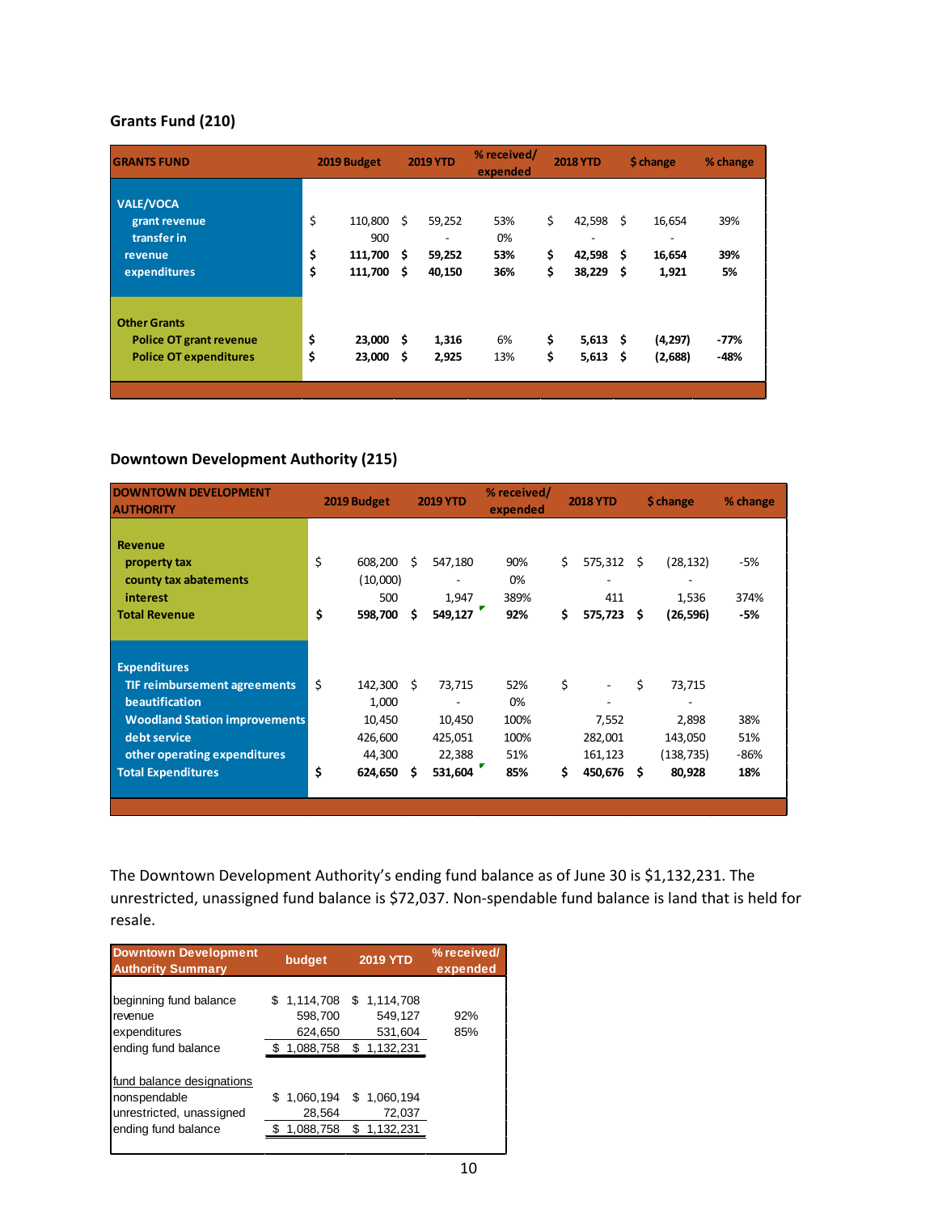### Grants Fund (210)

| GRANTS FUND | 2019 Budget | 2019 YTD | % received/ expended | 2018 YTD | $ change | % change |
|---|---|---|---|---|---|---|
| **VALE/VOCA** | | | | | | |
| grant revenue | $ 110,800 | $ 59,252 | 53% | $ 42,598 | $ 16,654 | 39% |
| transfer in | 900 | - | 0% | - | - | |
| revenue | $ 111,700 | $ 59,252 | 53% | $ 42,598 | $ 16,654 | 39% |
| expenditures | $ 111,700 | $ 40,150 | 36% | $ 38,229 | $ 1,921 | 5% |
| **Other Grants** | | | | | | |
| Police OT grant revenue | $ 23,000 | $ 1,316 | 6% | $ 5,613 | $ (4,297) | -77% |
| Police OT expenditures | $ 23,000 | $ 2,925 | 13% | $ 5,613 | $ (2,688) | -48% |

### Downtown Development Authority (215)

| DOWNTOWN DEVELOPMENT AUTHORITY | 2019 Budget | 2019 YTD | % received/ expended | 2018 YTD | $ change | % change |
|---|---|---|---|---|---|---|
| **Revenue** | | | | | | |
| property tax | $ 608,200 | $ 547,180 | 90% | $ 575,312 | $ (28,132) | -5% |
| county tax abatements | (10,000) | - | 0% | - | - | |
| interest | 500 | 1,947 | 389% | 411 | 1,536 | 374% |
| **Total Revenue** | **$ 598,700** | **$ 549,127** | **92%** | **$ 575,723** | **$ (26,596)** | **-5%** |
| **Expenditures** | | | | | | |
| TIF reimbursement agreements | $ 142,300 | $ 73,715 | 52% | $ - | $ 73,715 | |
| beautification | 1,000 | - | 0% | - | - | |
| Woodland Station improvements | 10,450 | 10,450 | 100% | 7,552 | 2,898 | 38% |
| debt service | 426,600 | 425,051 | 100% | 282,001 | 143,050 | 51% |
| other operating expenditures | 44,300 | 22,388 | 51% | 161,123 | (138,735) | -86% |
| **Total Expenditures** | **$ 624,650** | **$ 531,604** | **85%** | **$ 450,676** | **$ 80,928** | **18%** |

The Downtown Development Authority's ending fund balance as of June 30 is $1,132,231. The unrestricted, unassigned fund balance is $72,037. Non-spendable fund balance is land that is held for resale.

| Downtown Development Authority Summary | budget | 2019 YTD | % received/ expended |
|---|---|---|---|
| beginning fund balance | $ 1,114,708 | $ 1,114,708 | |
| revenue | 598,700 | 549,127 | 92% |
| expenditures | 624,650 | 531,604 | 85% |
| ending fund balance | $ 1,088,758 | $ 1,132,231 | |
| fund balance designations | | | |
| nonspendable | $ 1,060,194 | $ 1,060,194 | |
| unrestricted, unassigned | 28,564 | 72,037 | |
| ending fund balance | $ 1,088,758 | $ 1,132,231 | |